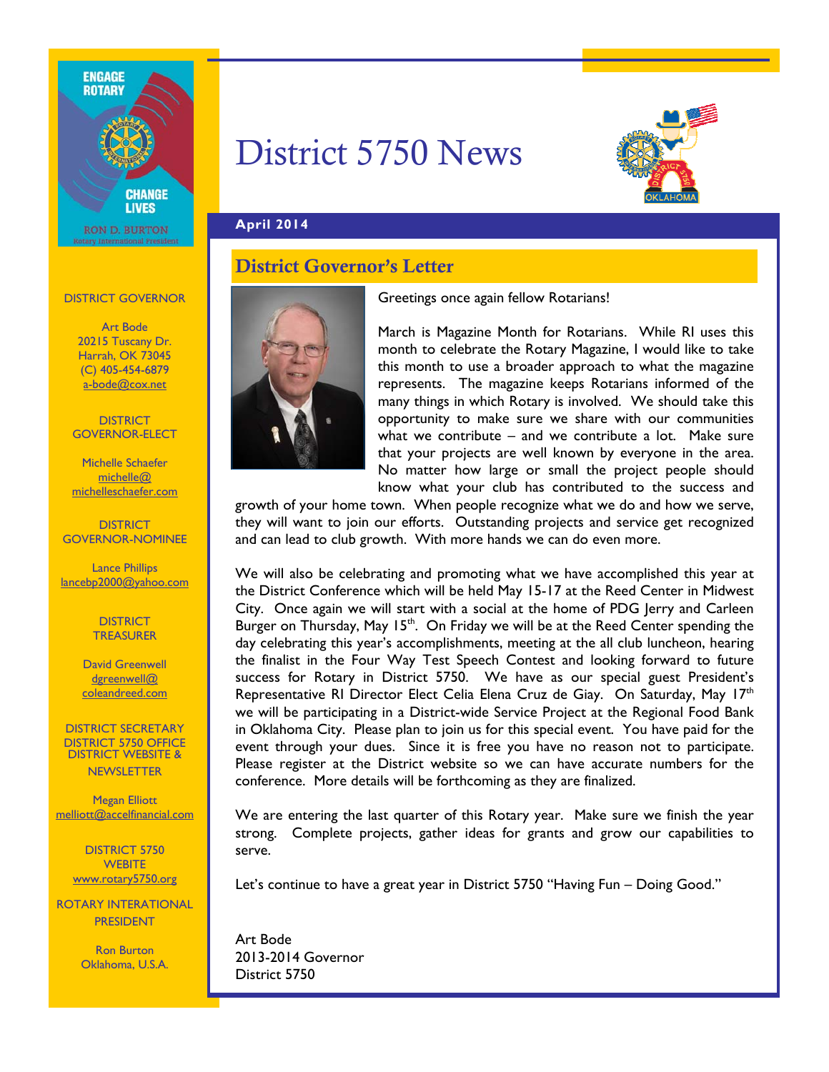ENGAGE ROTARY

CHANGE LIVES

RON D. BURTON
Rotary International President

# District 5750 News

**April 2014**

## District Governor's Letter

Greetings once again fellow Rotarians!

March is Magazine Month for Rotarians. While RI uses this month to celebrate the Rotary Magazine, I would like to take this month to use a broader approach to what the magazine represents. The magazine keeps Rotarians informed of the many things in which Rotary is involved. We should take this opportunity to make sure we share with our communities what we contribute – and we contribute a lot. Make sure that your projects are well known by everyone in the area. No matter how large or small the project people should know what your club has contributed to the success and growth of your home town. When people recognize what we do and how we serve, they will want to join our efforts. Outstanding projects and service get recognized and can lead to club growth. With more hands we can do even more.

We will also be celebrating and promoting what we have accomplished this year at the District Conference which will be held May 15-17 at the Reed Center in Midwest City. Once again we will start with a social at the home of PDG Jerry and Carleen Burger on Thursday, May 15th. On Friday we will be at the Reed Center spending the day celebrating this year's accomplishments, meeting at the all club luncheon, hearing the finalist in the Four Way Test Speech Contest and looking forward to future success for Rotary in District 5750. We have as our special guest President's Representative RI Director Elect Celia Elena Cruz de Giay. On Saturday, May 17th we will be participating in a District-wide Service Project at the Regional Food Bank in Oklahoma City. Please plan to join us for this special event. You have paid for the event through your dues. Since it is free you have no reason not to participate. Please register at the District website so we can have accurate numbers for the conference. More details will be forthcoming as they are finalized.

We are entering the last quarter of this Rotary year. Make sure we finish the year strong. Complete projects, gather ideas for grants and grow our capabilities to serve.

Let's continue to have a great year in District 5750 "Having Fun – Doing Good."

Art Bode
2013-2014 Governor
District 5750

---

DISTRICT GOVERNOR

Art Bode
20215 Tuscany Dr.
Harrah, OK 73045
(C) 405-454-6879
a-bode@cox.net

DISTRICT GOVERNOR-ELECT

Michelle Schaefer
michelle@michelleschaefer.com

DISTRICT GOVERNOR-NOMINEE

Lance Phillips
lancebp2000@yahoo.com

DISTRICT TREASURER

David Greenwell
dgreenwell@coleandreed.com

DISTRICT SECRETARY
DISTRICT 5750 OFFICE
DISTRICT WEBSITE & NEWSLETTER

Megan Elliott
melliott@accelfinancial.com

DISTRICT 5750 WEBITE
www.rotary5750.org

ROTARY INTERATIONAL PRESIDENT

Ron Burton
Oklahoma, U.S.A.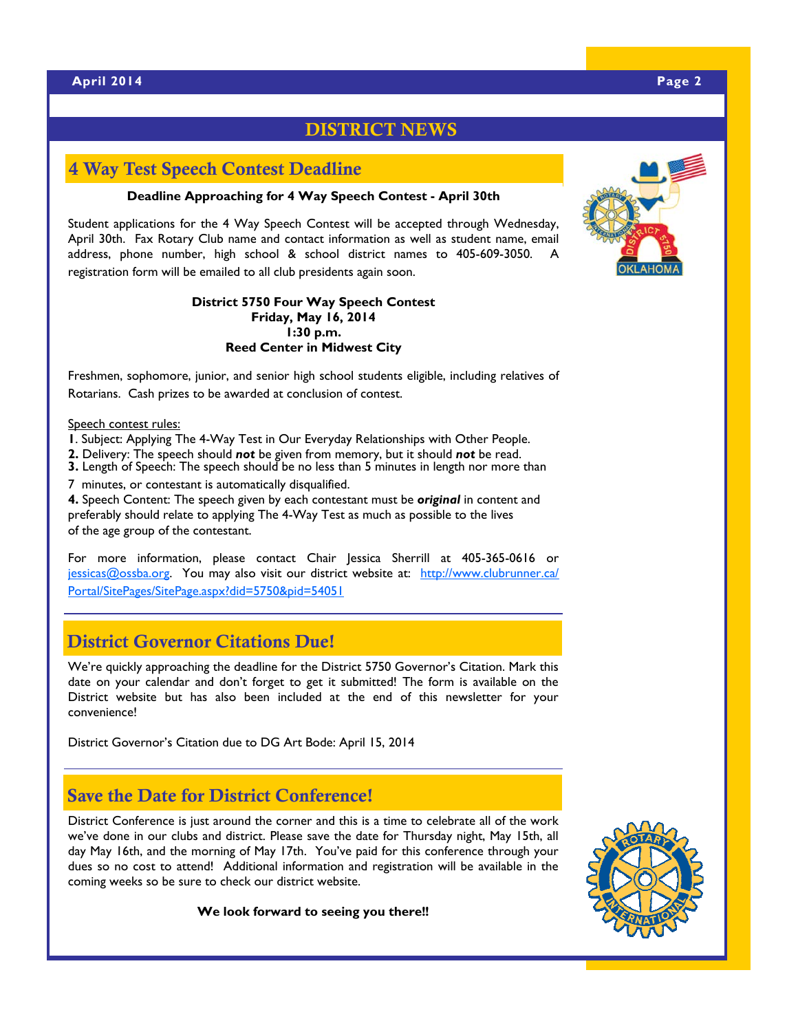# DISTRICT NEWS

## 4 Way Test Speech Contest Deadline

**Deadline Approaching for 4 Way Speech Contest - April 30th**

Student applications for the 4 Way Speech Contest will be accepted through Wednesday, April 30th. Fax Rotary Club name and contact information as well as student name, email address, phone number, high school & school district names to 405-609-3050. A registration form will be emailed to all club presidents again soon.

**District 5750 Four Way Speech Contest**
**Friday, May 16, 2014**
**1:30 p.m.**
**Reed Center in Midwest City**

Freshmen, sophomore, junior, and senior high school students eligible, including relatives of Rotarians. Cash prizes to be awarded at conclusion of contest.

Speech contest rules:

**1**. Subject: Applying The 4-Way Test in Our Everyday Relationships with Other People.
**2.** Delivery: The speech should ***not*** be given from memory, but it should ***not*** be read.
**3.** Length of Speech: The speech should be no less than 5 minutes in length nor more than 7 minutes, or contestant is automatically disqualified.
**4.** Speech Content: The speech given by each contestant must be ***original*** in content and preferably should relate to applying The 4-Way Test as much as possible to the lives of the age group of the contestant.

For more information, please contact Chair Jessica Sherrill at 405-365-0616 or jessicas@ossba.org. You may also visit our district website at: http://www.clubrunner.ca/Portal/SitePages/SitePage.aspx?did=5750&pid=54051

## District Governor Citations Due!

We're quickly approaching the deadline for the District 5750 Governor's Citation. Mark this date on your calendar and don't forget to get it submitted! The form is available on the District website but has also been included at the end of this newsletter for your convenience!

District Governor's Citation due to DG Art Bode: April 15, 2014

## Save the Date for District Conference!

District Conference is just around the corner and this is a time to celebrate all of the work we've done in our clubs and district. Please save the date for Thursday night, May 15th, all day May 16th, and the morning of May 17th. You've paid for this conference through your dues so no cost to attend! Additional information and registration will be available in the coming weeks so be sure to check our district website.

**We look forward to seeing you there!!**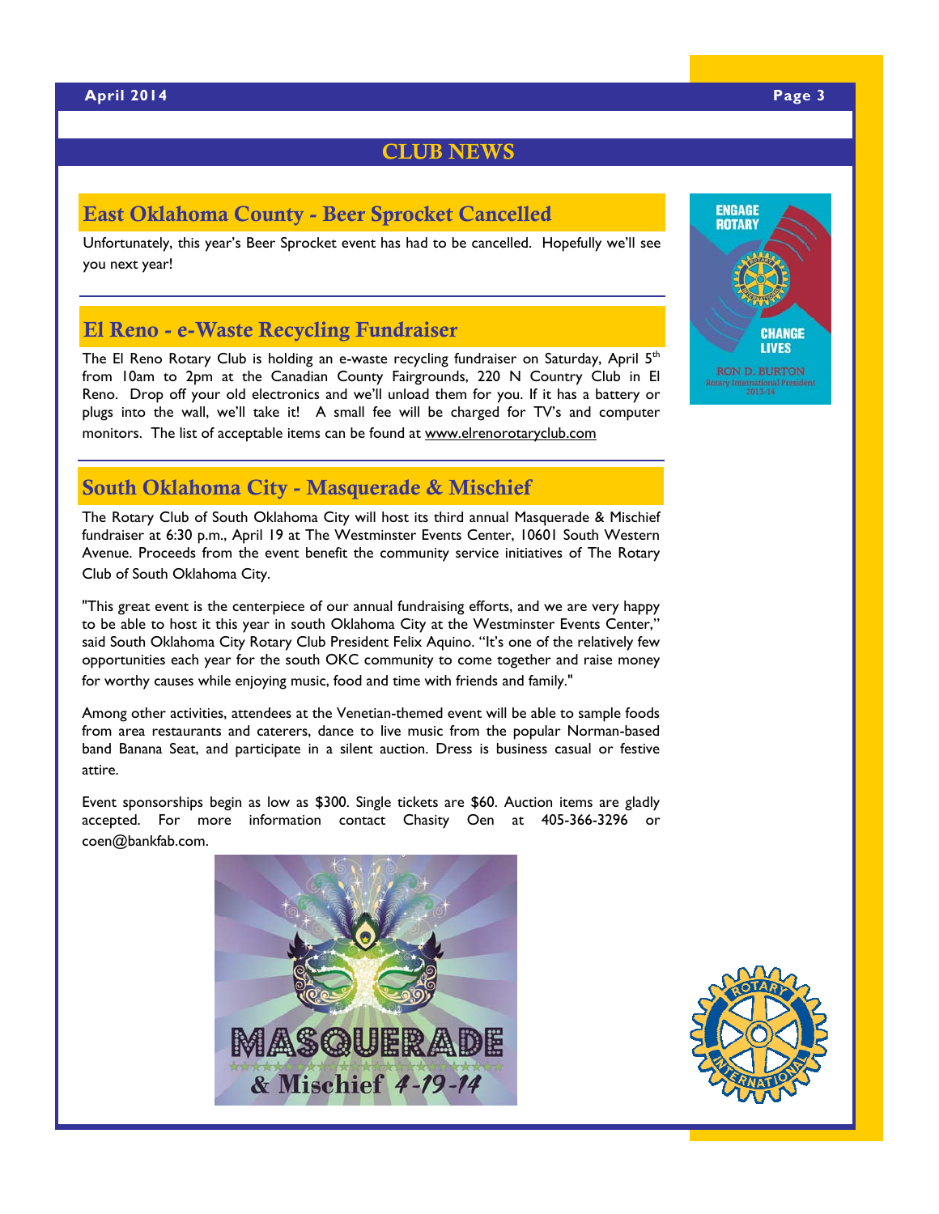## CLUB NEWS

### East Oklahoma County - Beer Sprocket Cancelled

Unfortunately, this year's Beer Sprocket event has had to be cancelled. Hopefully we'll see you next year!

### El Reno - e-Waste Recycling Fundraiser

The El Reno Rotary Club is holding an e-waste recycling fundraiser on Saturday, April 5th from 10am to 2pm at the Canadian County Fairgrounds, 220 N Country Club in El Reno. Drop off your old electronics and we'll unload them for you. If it has a battery or plugs into the wall, we'll take it! A small fee will be charged for TV's and computer monitors. The list of acceptable items can be found at www.elrenorotaryclub.com

### South Oklahoma City - Masquerade & Mischief

The Rotary Club of South Oklahoma City will host its third annual Masquerade & Mischief fundraiser at 6:30 p.m., April 19 at The Westminster Events Center, 10601 South Western Avenue. Proceeds from the event benefit the community service initiatives of The Rotary Club of South Oklahoma City.

"This great event is the centerpiece of our annual fundraising efforts, and we are very happy to be able to host it this year in south Oklahoma City at the Westminster Events Center," said South Oklahoma City Rotary Club President Felix Aquino. "It's one of the relatively few opportunities each year for the south OKC community to come together and raise money for worthy causes while enjoying music, food and time with friends and family."

Among other activities, attendees at the Venetian-themed event will be able to sample foods from area restaurants and caterers, dance to live music from the popular Norman-based band Banana Seat, and participate in a silent auction. Dress is business casual or festive attire.

Event sponsorships begin as low as $300. Single tickets are $60. Auction items are gladly accepted. For more information contact Chasity Oen at 405-366-3296 or coen@bankfab.com.

ENGAGE ROTARY
CHANGE LIVES
RON D. BURTON
Rotary International President 2013-14

MASQUERADE & Mischief 4-19-14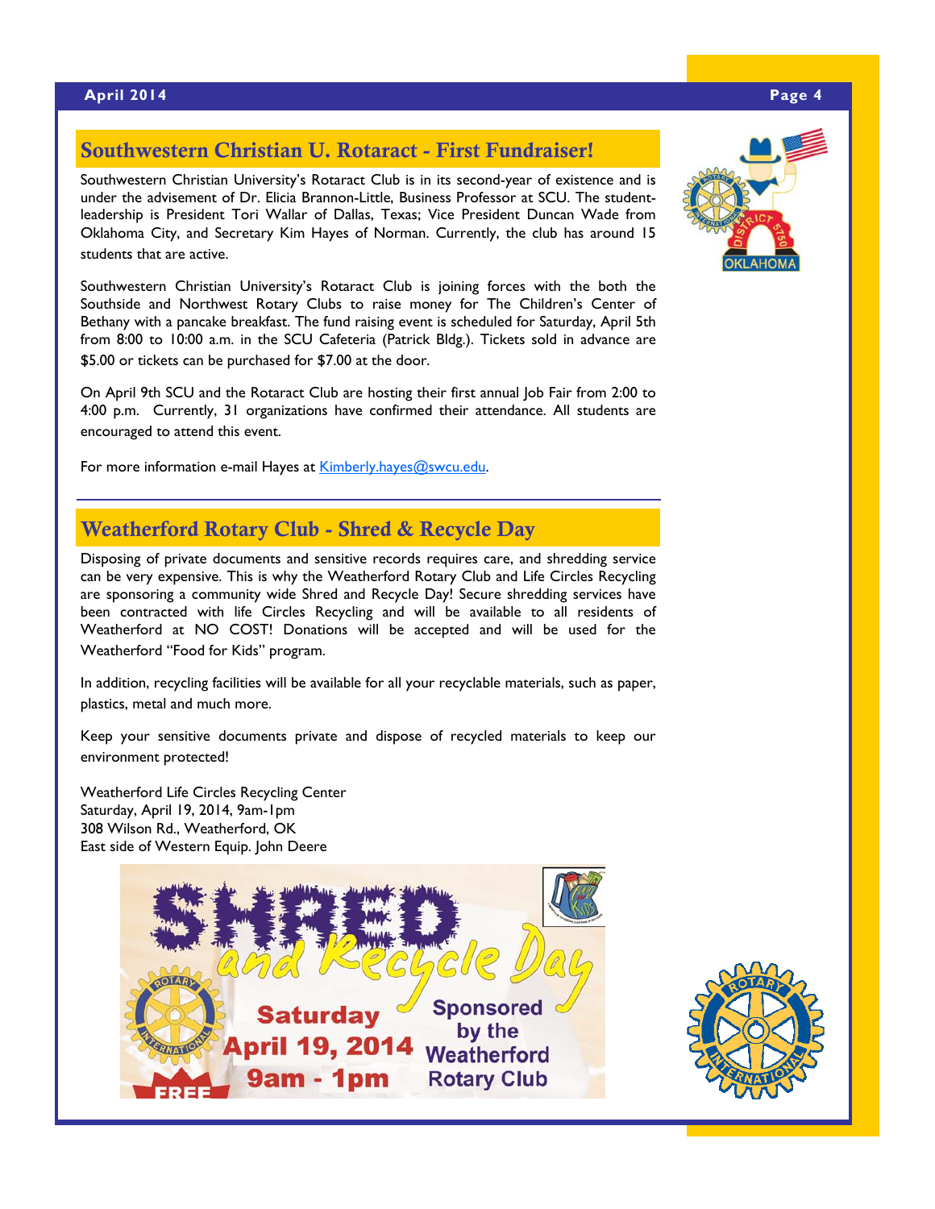## Southwestern Christian U. Rotaract - First Fundraiser!

Southwestern Christian University's Rotaract Club is in its second-year of existence and is under the advisement of Dr. Elicia Brannon-Little, Business Professor at SCU. The student-leadership is President Tori Wallar of Dallas, Texas; Vice President Duncan Wade from Oklahoma City, and Secretary Kim Hayes of Norman. Currently, the club has around 15 students that are active.

Southwestern Christian University's Rotaract Club is joining forces with the both the Southside and Northwest Rotary Clubs to raise money for The Children's Center of Bethany with a pancake breakfast. The fund raising event is scheduled for Saturday, April 5th from 8:00 to 10:00 a.m. in the SCU Cafeteria (Patrick Bldg.). Tickets sold in advance are $5.00 or tickets can be purchased for $7.00 at the door.

On April 9th SCU and the Rotaract Club are hosting their first annual Job Fair from 2:00 to 4:00 p.m. Currently, 31 organizations have confirmed their attendance. All students are encouraged to attend this event.

For more information e-mail Hayes at Kimberly.hayes@swcu.edu.

## Weatherford Rotary Club - Shred & Recycle Day

Disposing of private documents and sensitive records requires care, and shredding service can be very expensive. This is why the Weatherford Rotary Club and Life Circles Recycling are sponsoring a community wide Shred and Recycle Day! Secure shredding services have been contracted with life Circles Recycling and will be available to all residents of Weatherford at NO COST! Donations will be accepted and will be used for the Weatherford "Food for Kids" program.

In addition, recycling facilities will be available for all your recyclable materials, such as paper, plastics, metal and much more.

Keep your sensitive documents private and dispose of recycled materials to keep our environment protected!

Weatherford Life Circles Recycling Center
Saturday, April 19, 2014, 9am-1pm
308 Wilson Rd., Weatherford, OK
East side of Western Equip. John Deere

SHRED and Recycle Day

Saturday
April 19, 2014
9am - 1pm

Sponsored by the Weatherford Rotary Club

FREE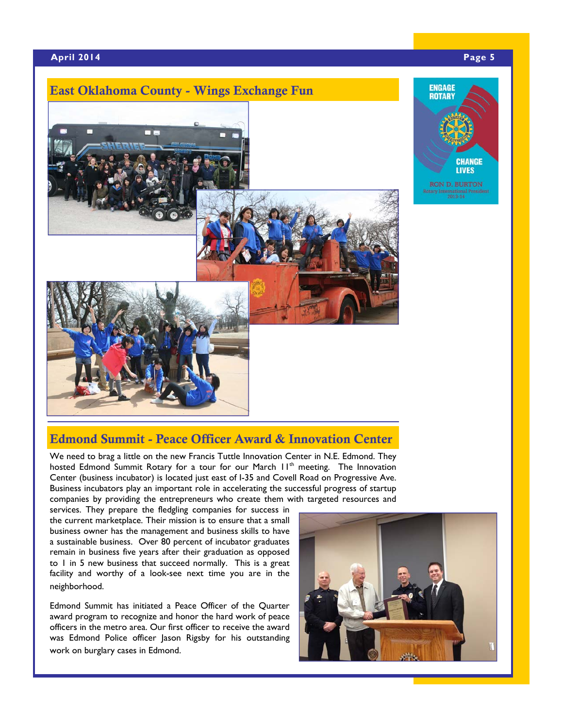## East Oklahoma County - Wings Exchange Fun

## Edmond Summit - Peace Officer Award & Innovation Center

We need to brag a little on the new Francis Tuttle Innovation Center in N.E. Edmond. They hosted Edmond Summit Rotary for a tour for our March 11th meeting. The Innovation Center (business incubator) is located just east of I-35 and Covell Road on Progressive Ave. Business incubators play an important role in accelerating the successful progress of startup companies by providing the entrepreneurs who create them with targeted resources and services. They prepare the fledgling companies for success in the current marketplace. Their mission is to ensure that a small business owner has the management and business skills to have a sustainable business. Over 80 percent of incubator graduates remain in business five years after their graduation as opposed to 1 in 5 new business that succeed normally. This is a great facility and worthy of a look-see next time you are in the neighborhood.

Edmond Summit has initiated a Peace Officer of the Quarter award program to recognize and honor the hard work of peace officers in the metro area. Our first officer to receive the award was Edmond Police officer Jason Rigsby for his outstanding work on burglary cases in Edmond.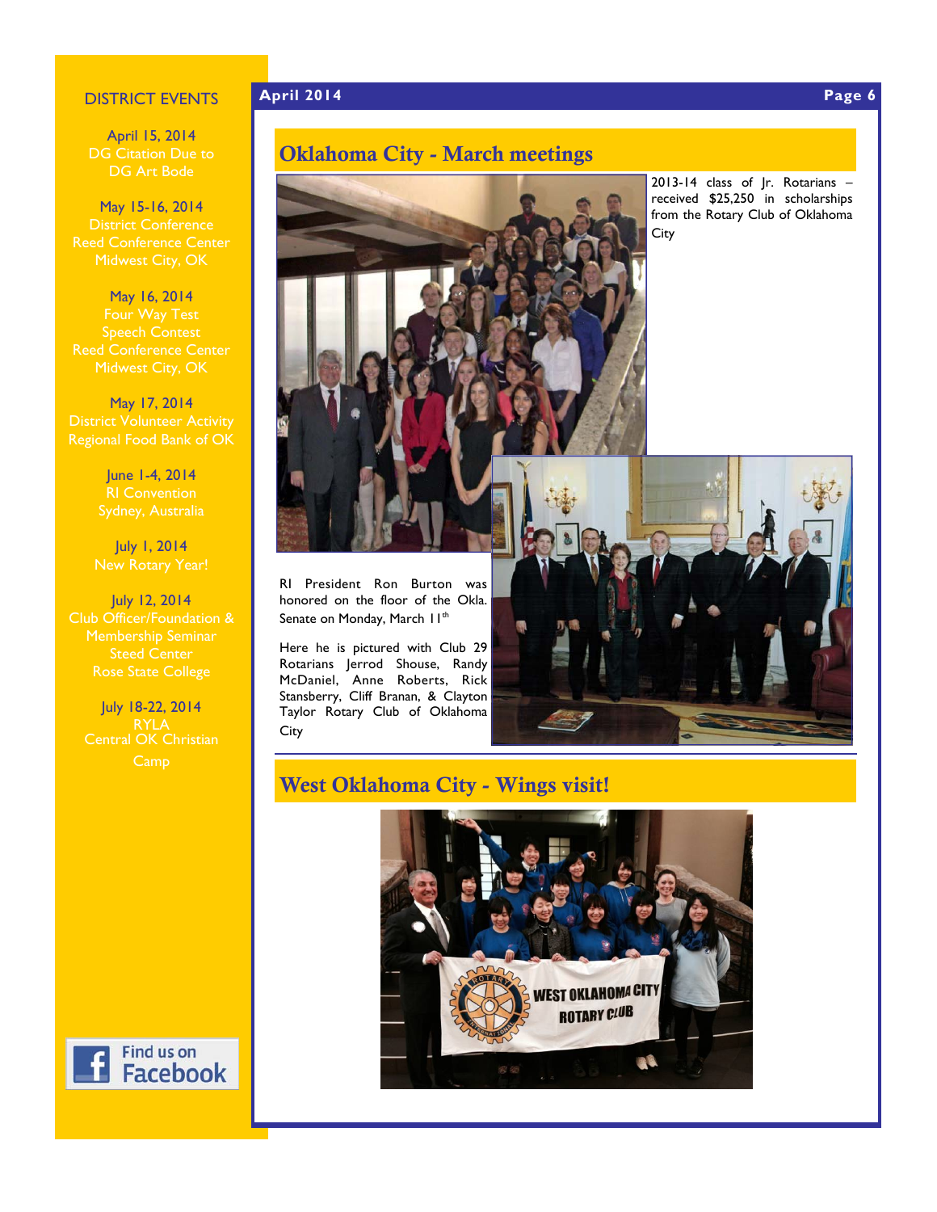## DISTRICT EVENTS

April 15, 2014
DG Citation Due to
DG Art Bode

May 15-16, 2014
District Conference
Reed Conference Center
Midwest City, OK

May 16, 2014
Four Way Test
Speech Contest
Reed Conference Center
Midwest City, OK

May 17, 2014
District Volunteer Activity
Regional Food Bank of OK

June 1-4, 2014
RI Convention
Sydney, Australia

July 1, 2014
New Rotary Year!

July 12, 2014
Club Officer/Foundation &
Membership Seminar
Steed Center
Rose State College

July 18-22, 2014
RYLA
Central OK Christian
Camp

Find us on Facebook

# Oklahoma City - March meetings

2013-14 class of Jr. Rotarians – received $25,250 in scholarships from the Rotary Club of Oklahoma City

RI President Ron Burton was honored on the floor of the Okla. Senate on Monday, March 11th

Here he is pictured with Club 29 Rotarians Jerrod Shouse, Randy McDaniel, Anne Roberts, Rick Stansberry, Cliff Branan, & Clayton Taylor Rotary Club of Oklahoma City

# West Oklahoma City - Wings visit!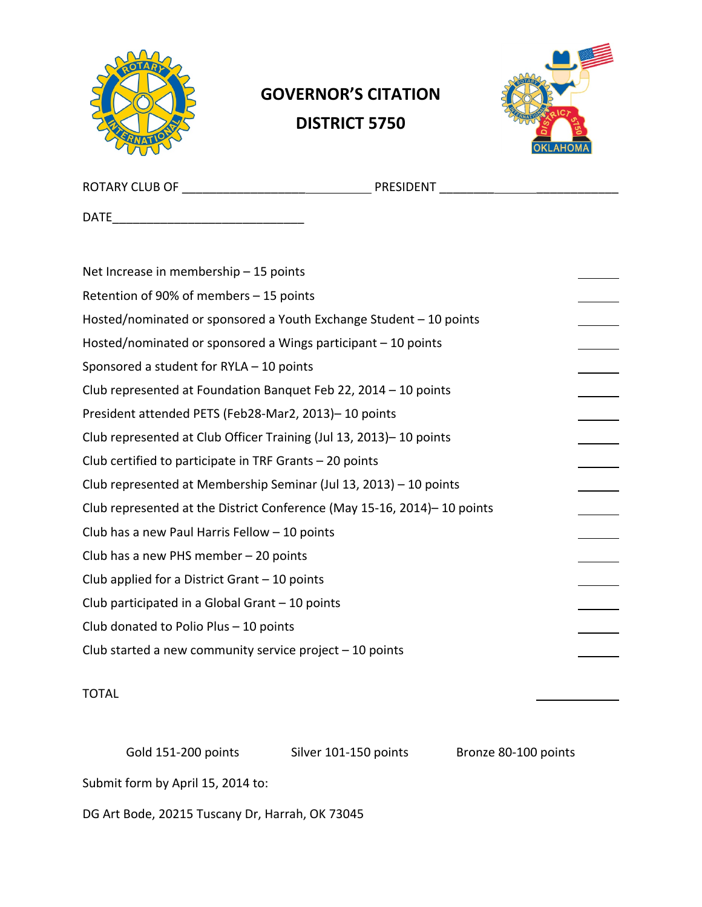# GOVERNOR'S CITATION

# DISTRICT 5750

ROTARY CLUB OF ___________________________ PRESIDENT ___________________________

DATE___________________________

Net Increase in membership – 15 points ______

Retention of 90% of members – 15 points ______

Hosted/nominated or sponsored a Youth Exchange Student – 10 points ______

Hosted/nominated or sponsored a Wings participant – 10 points ______

Sponsored a student for RYLA – 10 points ______

Club represented at Foundation Banquet Feb 22, 2014 – 10 points ______

President attended PETS (Feb28-Mar2, 2013)– 10 points ______

Club represented at Club Officer Training (Jul 13, 2013)– 10 points ______

Club certified to participate in TRF Grants – 20 points ______

Club represented at Membership Seminar (Jul 13, 2013) – 10 points ______

Club represented at the District Conference (May 15-16, 2014)– 10 points ______

Club has a new Paul Harris Fellow – 10 points ______

Club has a new PHS member – 20 points ______

Club applied for a District Grant – 10 points ______

Club participated in a Global Grant – 10 points ______

Club donated to Polio Plus – 10 points ______

Club started a new community service project – 10 points ______

TOTAL ____________

Gold 151-200 points Silver 101-150 points Bronze 80-100 points

Submit form by April 15, 2014 to:

DG Art Bode, 20215 Tuscany Dr, Harrah, OK 73045